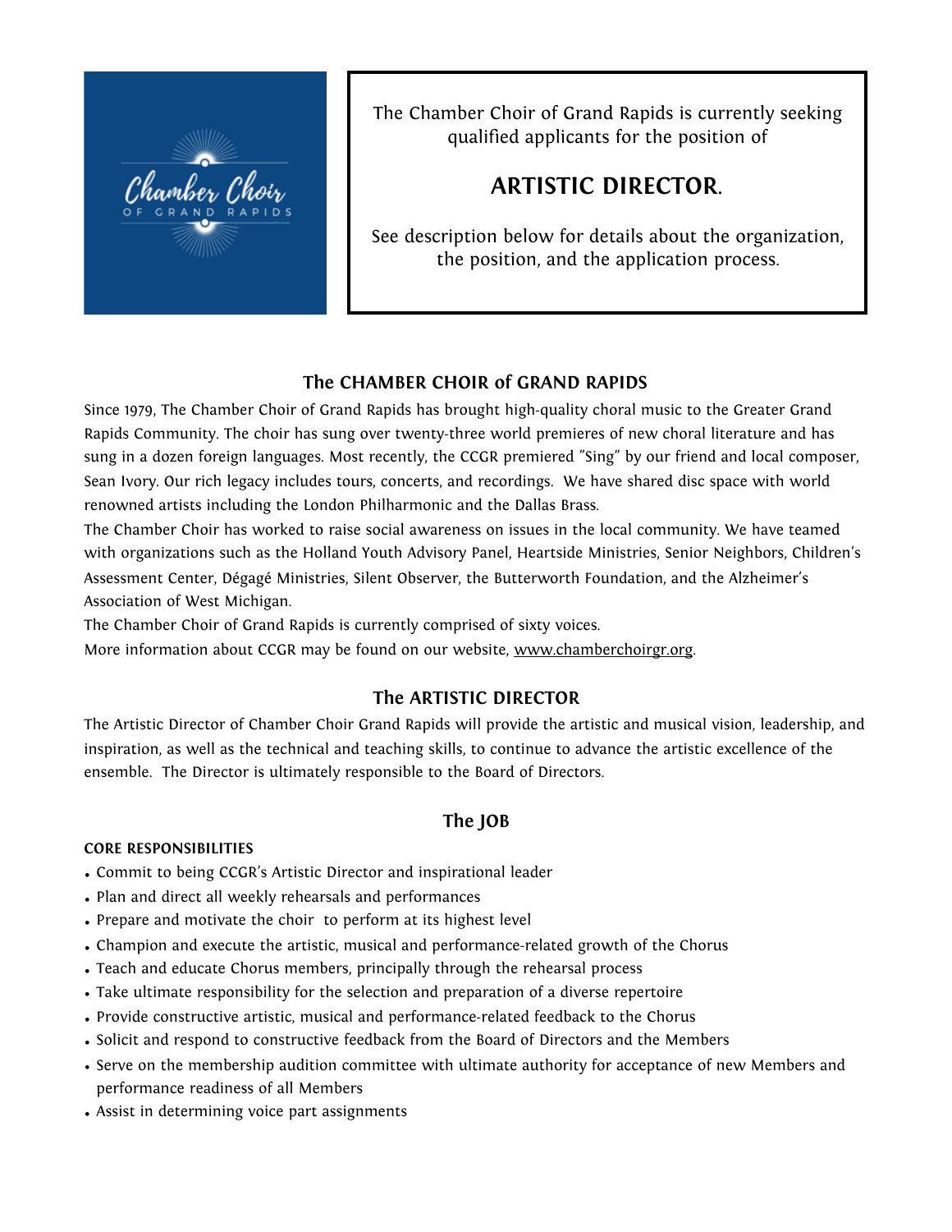The Chamber Choir of Grand Rapids is currently seeking qualified applicants for the position of

# ARTISTIC DIRECTOR.

See description below for details about the organization, the position, and the application process.

## The CHAMBER CHOIR of GRAND RAPIDS

Since 1979, The Chamber Choir of Grand Rapids has brought high-quality choral music to the Greater Grand Rapids Community. The choir has sung over twenty-three world premieres of new choral literature and has sung in a dozen foreign languages. Most recently, the CCGR premiered "Sing" by our friend and local composer, Sean Ivory. Our rich legacy includes tours, concerts, and recordings. We have shared disc space with world renowned artists including the London Philharmonic and the Dallas Brass.

The Chamber Choir has worked to raise social awareness on issues in the local community. We have teamed with organizations such as the Holland Youth Advisory Panel, Heartside Ministries, Senior Neighbors, Children's Assessment Center, Dégagé Ministries, Silent Observer, the Butterworth Foundation, and the Alzheimer's Association of West Michigan.

The Chamber Choir of Grand Rapids is currently comprised of sixty voices.

More information about CCGR may be found on our website, www.chamberchoirgr.org.

## The ARTISTIC DIRECTOR

The Artistic Director of Chamber Choir Grand Rapids will provide the artistic and musical vision, leadership, and inspiration, as well as the technical and teaching skills, to continue to advance the artistic excellence of the ensemble. The Director is ultimately responsible to the Board of Directors.

## The JOB

**CORE RESPONSIBILITIES**

- Commit to being CCGR's Artistic Director and inspirational leader
- Plan and direct all weekly rehearsals and performances
- Prepare and motivate the choir to perform at its highest level
- Champion and execute the artistic, musical and performance-related growth of the Chorus
- Teach and educate Chorus members, principally through the rehearsal process
- Take ultimate responsibility for the selection and preparation of a diverse repertoire
- Provide constructive artistic, musical and performance-related feedback to the Chorus
- Solicit and respond to constructive feedback from the Board of Directors and the Members
- Serve on the membership audition committee with ultimate authority for acceptance of new Members and performance readiness of all Members
- Assist in determining voice part assignments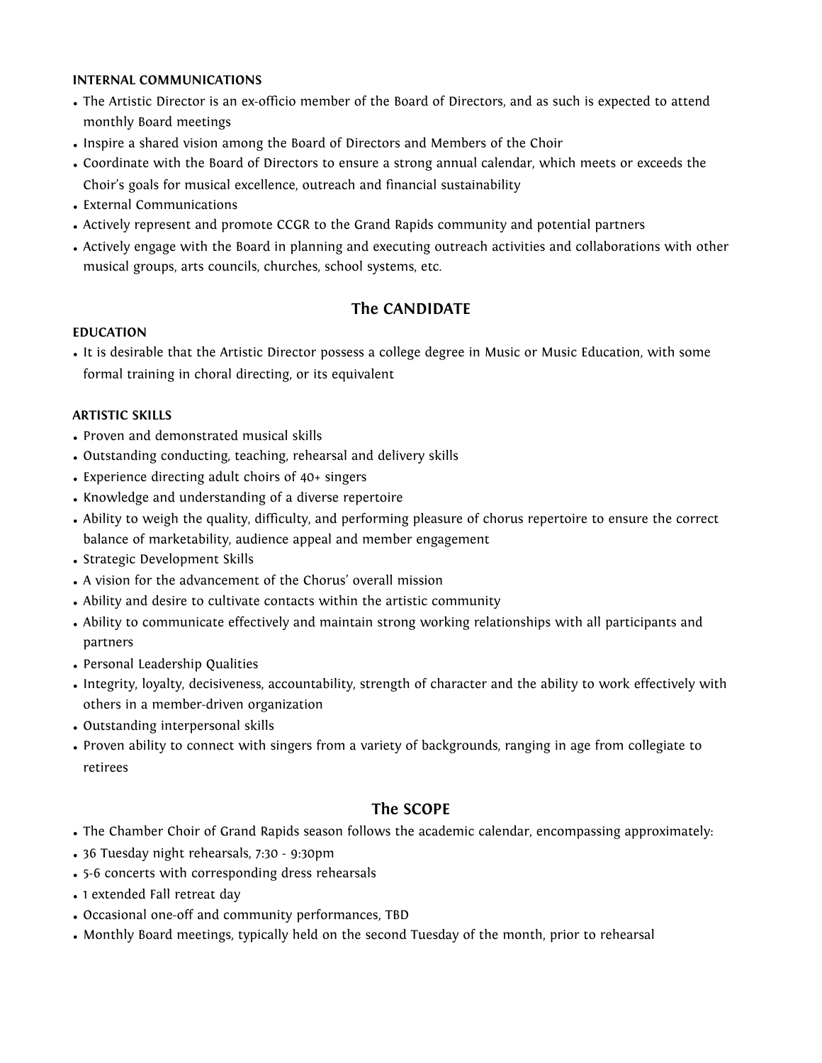#### INTERNAL COMMUNICATIONS

- The Artistic Director is an ex-officio member of the Board of Directors, and as such is expected to attend monthly Board meetings
- Inspire a shared vision among the Board of Directors and Members of the Choir
- Coordinate with the Board of Directors to ensure a strong annual calendar, which meets or exceeds the Choir's goals for musical excellence, outreach and financial sustainability
- External Communications
- Actively represent and promote CCGR to the Grand Rapids community and potential partners
- Actively engage with the Board in planning and executing outreach activities and collaborations with other musical groups, arts councils, churches, school systems, etc.

## The CANDIDATE

#### EDUCATION

- It is desirable that the Artistic Director possess a college degree in Music or Music Education, with some formal training in choral directing, or its equivalent

#### ARTISTIC SKILLS

- Proven and demonstrated musical skills
- Outstanding conducting, teaching, rehearsal and delivery skills
- Experience directing adult choirs of 40+ singers
- Knowledge and understanding of a diverse repertoire
- Ability to weigh the quality, difficulty, and performing pleasure of chorus repertoire to ensure the correct balance of marketability, audience appeal and member engagement
- Strategic Development Skills
- A vision for the advancement of the Chorus' overall mission
- Ability and desire to cultivate contacts within the artistic community
- Ability to communicate effectively and maintain strong working relationships with all participants and partners
- Personal Leadership Qualities
- Integrity, loyalty, decisiveness, accountability, strength of character and the ability to work effectively with others in a member-driven organization
- Outstanding interpersonal skills
- Proven ability to connect with singers from a variety of backgrounds, ranging in age from collegiate to retirees

## The SCOPE

- The Chamber Choir of Grand Rapids season follows the academic calendar, encompassing approximately:
- 36 Tuesday night rehearsals, 7:30 - 9:30pm
- 5-6 concerts with corresponding dress rehearsals
- 1 extended Fall retreat day
- Occasional one-off and community performances, TBD
- Monthly Board meetings, typically held on the second Tuesday of the month, prior to rehearsal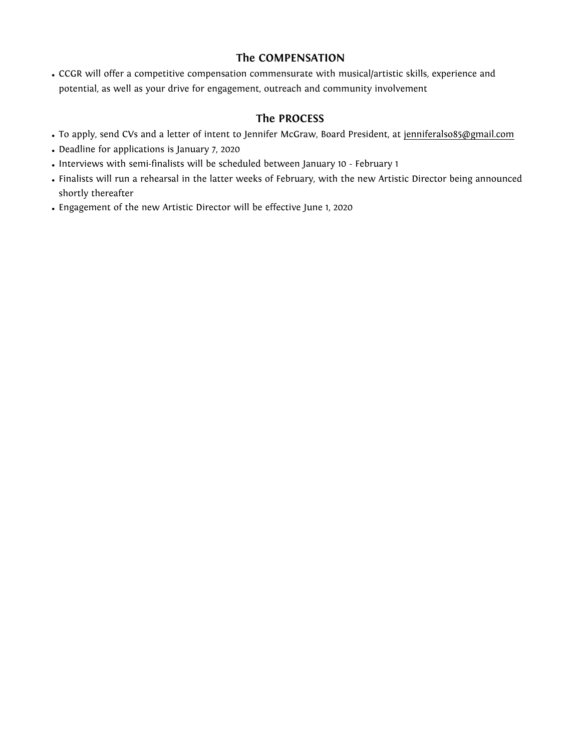## The COMPENSATION

- CCGR will offer a competitive compensation commensurate with musical/artistic skills, experience and potential, as well as your drive for engagement, outreach and community involvement

## The PROCESS

- To apply, send CVs and a letter of intent to Jennifer McGraw, Board President, at jenniferals085@gmail.com
- Deadline for applications is January 7, 2020
- Interviews with semi-finalists will be scheduled between January 10 - February 1
- Finalists will run a rehearsal in the latter weeks of February, with the new Artistic Director being announced shortly thereafter
- Engagement of the new Artistic Director will be effective June 1, 2020